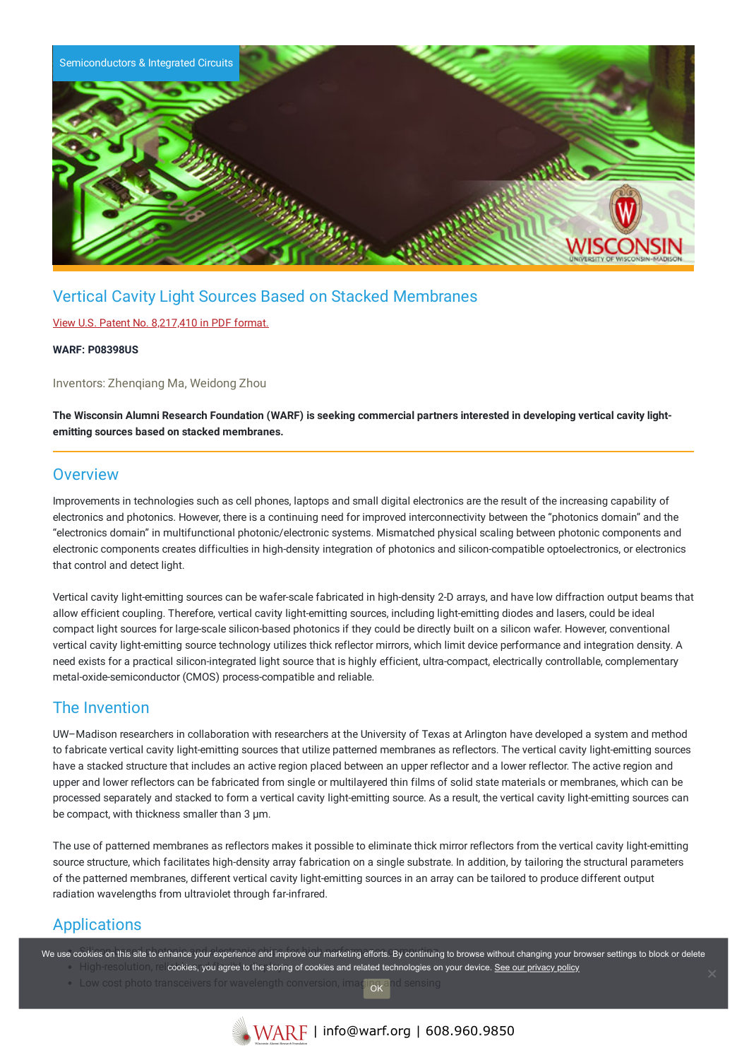Semiconductors & Integrated Circuits

# Vertical Cavity Light Sources Based on Stacked Membranes

View U.S. Patent No. 8,217,410 in PDF format.

**WARF: P08398US**

Inventors: Zhenqiang Ma, Weidong Zhou

**The Wisconsin Alumni Research Foundation (WARF) is seeking commercial partners interested in developing vertical cavity light-emitting sources based on stacked membranes.**

## Overview

Improvements in technologies such as cell phones, laptops and small digital electronics are the result of the increasing capability of electronics and photonics. However, there is a continuing need for improved interconnectivity between the "photonics domain" and the "electronics domain" in multifunctional photonic/electronic systems. Mismatched physical scaling between photonic components and electronic components creates difficulties in high-density integration of photonics and silicon-compatible optoelectronics, or electronics that control and detect light.

Vertical cavity light-emitting sources can be wafer-scale fabricated in high-density 2-D arrays, and have low diffraction output beams that allow efficient coupling. Therefore, vertical cavity light-emitting sources, including light-emitting diodes and lasers, could be ideal compact light sources for large-scale silicon-based photonics if they could be directly built on a silicon wafer. However, conventional vertical cavity light-emitting source technology utilizes thick reflector mirrors, which limit device performance and integration density. A need exists for a practical silicon-integrated light source that is highly efficient, ultra-compact, electrically controllable, complementary metal-oxide-semiconductor (CMOS) process-compatible and reliable.

## The Invention

UW–Madison researchers in collaboration with researchers at the University of Texas at Arlington have developed a system and method to fabricate vertical cavity light-emitting sources that utilize patterned membranes as reflectors. The vertical cavity light-emitting sources have a stacked structure that includes an active region placed between an upper reflector and a lower reflector. The active region and upper and lower reflectors can be fabricated from single or multilayered thin films of solid state materials or membranes, which can be processed separately and stacked to form a vertical cavity light-emitting source. As a result, the vertical cavity light-emitting sources can be compact, with thickness smaller than 3 µm.

The use of patterned membranes as reflectors makes it possible to eliminate thick mirror reflectors from the vertical cavity light-emitting source structure, which facilitates high-density array fabrication on a single substrate. In addition, by tailoring the structural parameters of the patterned membranes, different vertical cavity light-emitting sources in an array can be tailored to produce different output radiation wavelengths from ultraviolet through far-infrared.

## Applications

- Silicon-based photonic and electronic chips for high-performance computing
- High-resolution, rel...
- Low cost photo transceivers for wavelength conversion, imaging and sensing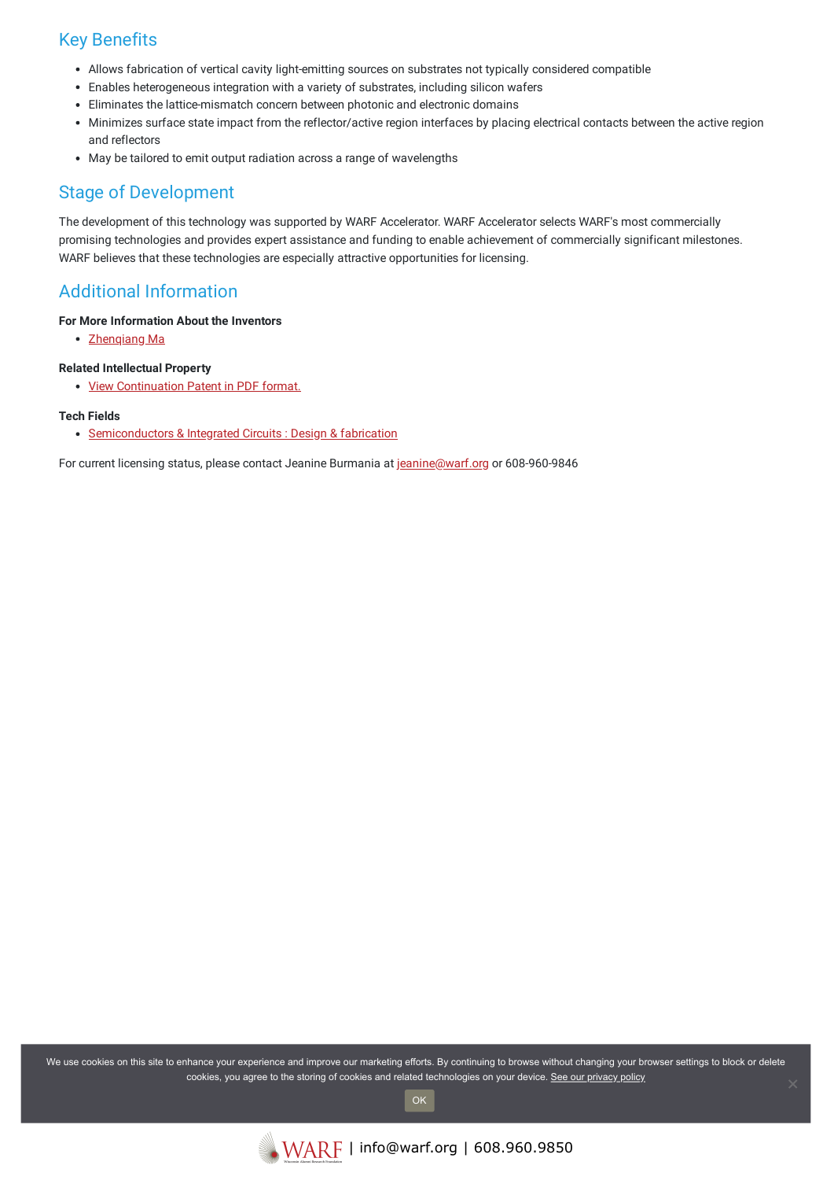## Key Benefits

- Allows fabrication of vertical cavity light-emitting sources on substrates not typically considered compatible
- Enables heterogeneous integration with a variety of substrates, including silicon wafers
- Eliminates the lattice-mismatch concern between photonic and electronic domains
- Minimizes surface state impact from the reflector/active region interfaces by placing electrical contacts between the active region and reflectors
- May be tailored to emit output radiation across a range of wavelengths

## Stage of Development

The development of this technology was supported by WARF Accelerator. WARF Accelerator selects WARF's most commercially promising technologies and provides expert assistance and funding to enable achievement of commercially significant milestones. WARF believes that these technologies are especially attractive opportunities for licensing.

## Additional Information

**For More Information About the Inventors**

- Zhenqiang Ma

**Related Intellectual Property**

- View Continuation Patent in PDF format.

**Tech Fields**

- Semiconductors & Integrated Circuits : Design & fabrication

For current licensing status, please contact Jeanine Burmania at jeanine@warf.org or 608-960-9846

We use cookies on this site to enhance your experience and improve our marketing efforts. By continuing to browse without changing your browser settings to block or delete cookies, you agree to the storing of cookies and related technologies on your device. See our privacy policy

OK